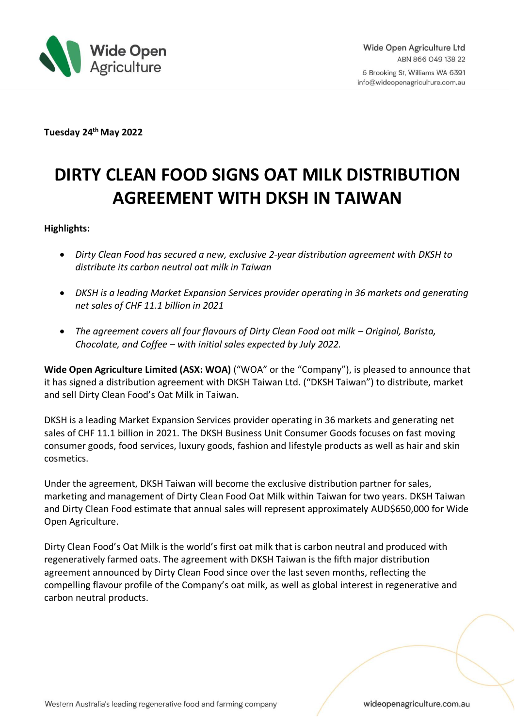Tuesday 24th May 2022

# DIRTY CLEAN FOOD SIGNS OAT MILK DISTRIBUTION AGREEMENT WITH DKSH IN TAIWAN

**Highlights:**

- *Dirty Clean Food has secured a new, exclusive 2-year distribution agreement with DKSH to distribute its carbon neutral oat milk in Taiwan*
- *DKSH is a leading Market Expansion Services provider operating in 36 markets and generating net sales of CHF 11.1 billion in 2021*
- *The agreement covers all four flavours of Dirty Clean Food oat milk – Original, Barista, Chocolate, and Coffee – with initial sales expected by July 2022.*

**Wide Open Agriculture Limited (ASX: WOA)** ("WOA" or the "Company"), is pleased to announce that it has signed a distribution agreement with DKSH Taiwan Ltd. ("DKSH Taiwan") to distribute, market and sell Dirty Clean Food's Oat Milk in Taiwan.

DKSH is a leading Market Expansion Services provider operating in 36 markets and generating net sales of CHF 11.1 billion in 2021. The DKSH Business Unit Consumer Goods focuses on fast moving consumer goods, food services, luxury goods, fashion and lifestyle products as well as hair and skin cosmetics.

Under the agreement, DKSH Taiwan will become the exclusive distribution partner for sales, marketing and management of Dirty Clean Food Oat Milk within Taiwan for two years. DKSH Taiwan and Dirty Clean Food estimate that annual sales will represent approximately AUD$650,000 for Wide Open Agriculture.

Dirty Clean Food's Oat Milk is the world's first oat milk that is carbon neutral and produced with regeneratively farmed oats. The agreement with DKSH Taiwan is the fifth major distribution agreement announced by Dirty Clean Food since over the last seven months, reflecting the compelling flavour profile of the Company's oat milk, as well as global interest in regenerative and carbon neutral products.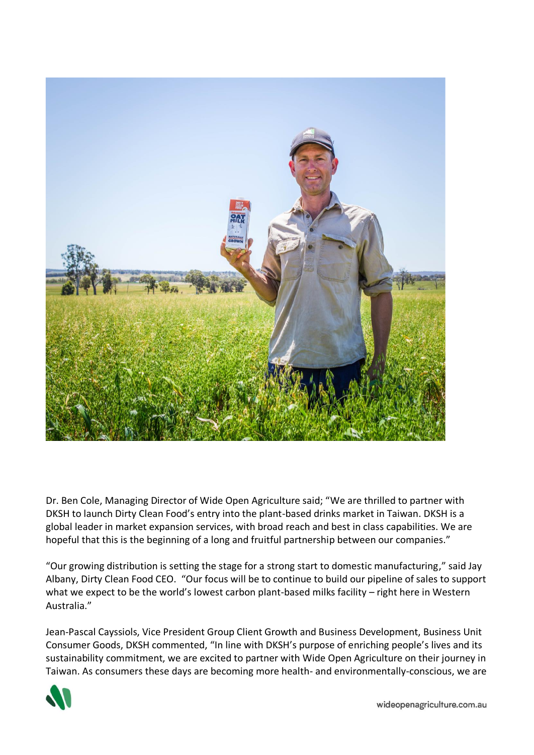Dr. Ben Cole, Managing Director of Wide Open Agriculture said; "We are thrilled to partner with DKSH to launch Dirty Clean Food's entry into the plant-based drinks market in Taiwan. DKSH is a global leader in market expansion services, with broad reach and best in class capabilities. We are hopeful that this is the beginning of a long and fruitful partnership between our companies."

"Our growing distribution is setting the stage for a strong start to domestic manufacturing," said Jay Albany, Dirty Clean Food CEO. "Our focus will be to continue to build our pipeline of sales to support what we expect to be the world's lowest carbon plant-based milks facility – right here in Western Australia."

Jean-Pascal Cayssiols, Vice President Group Client Growth and Business Development, Business Unit Consumer Goods, DKSH commented, "In line with DKSH's purpose of enriching people's lives and its sustainability commitment, we are excited to partner with Wide Open Agriculture on their journey in Taiwan. As consumers these days are becoming more health- and environmentally-conscious, we are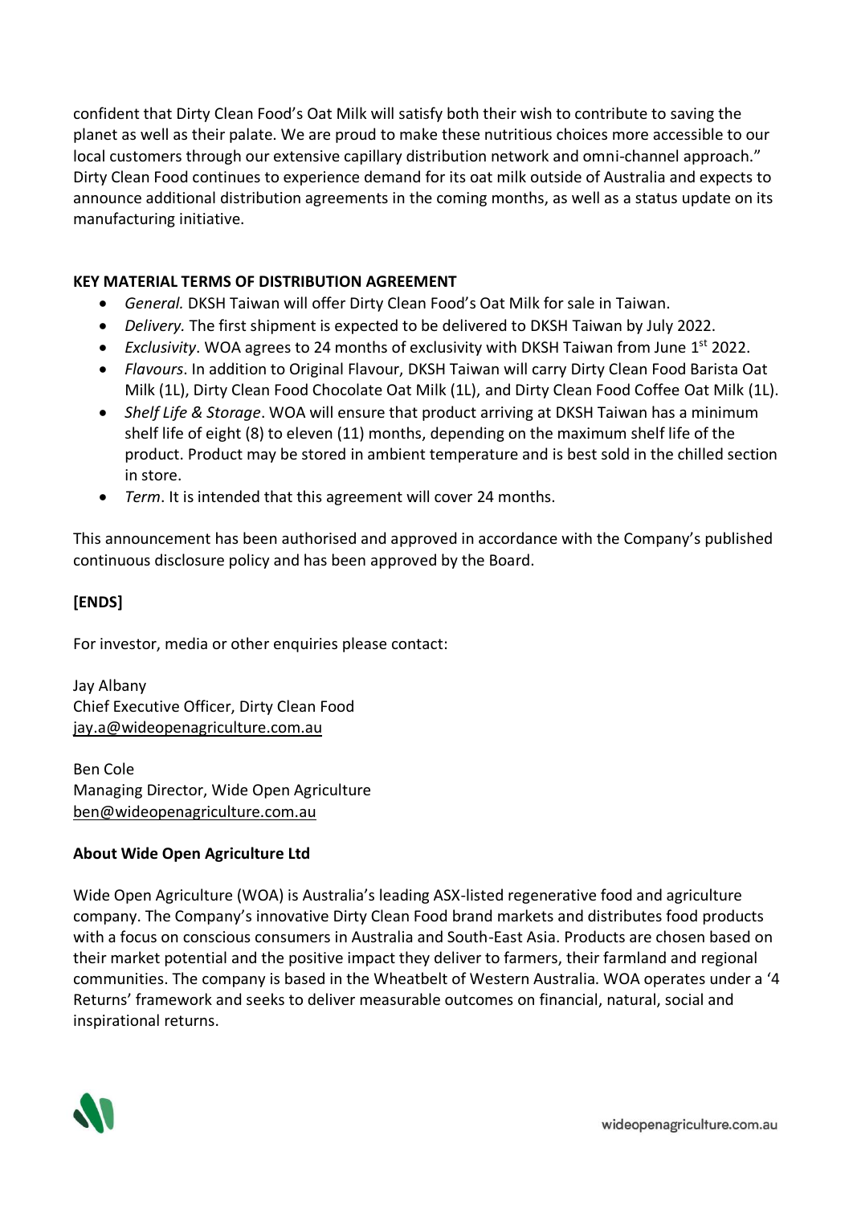confident that Dirty Clean Food's Oat Milk will satisfy both their wish to contribute to saving the planet as well as their palate. We are proud to make these nutritious choices more accessible to our local customers through our extensive capillary distribution network and omni-channel approach."

Dirty Clean Food continues to experience demand for its oat milk outside of Australia and expects to announce additional distribution agreements in the coming months, as well as a status update on its manufacturing initiative.

**KEY MATERIAL TERMS OF DISTRIBUTION AGREEMENT**

- *General.* DKSH Taiwan will offer Dirty Clean Food's Oat Milk for sale in Taiwan.
- *Delivery.* The first shipment is expected to be delivered to DKSH Taiwan by July 2022.
- *Exclusivity*. WOA agrees to 24 months of exclusivity with DKSH Taiwan from June 1st 2022.
- *Flavours*. In addition to Original Flavour, DKSH Taiwan will carry Dirty Clean Food Barista Oat Milk (1L), Dirty Clean Food Chocolate Oat Milk (1L), and Dirty Clean Food Coffee Oat Milk (1L).
- *Shelf Life & Storage*. WOA will ensure that product arriving at DKSH Taiwan has a minimum shelf life of eight (8) to eleven (11) months, depending on the maximum shelf life of the product. Product may be stored in ambient temperature and is best sold in the chilled section in store.
- *Term*. It is intended that this agreement will cover 24 months.

This announcement has been authorised and approved in accordance with the Company's published continuous disclosure policy and has been approved by the Board.

**[ENDS]**

For investor, media or other enquiries please contact:

Jay Albany
Chief Executive Officer, Dirty Clean Food
jay.a@wideopenagriculture.com.au

Ben Cole
Managing Director, Wide Open Agriculture
ben@wideopenagriculture.com.au

**About Wide Open Agriculture Ltd**

Wide Open Agriculture (WOA) is Australia's leading ASX-listed regenerative food and agriculture company. The Company's innovative Dirty Clean Food brand markets and distributes food products with a focus on conscious consumers in Australia and South-East Asia. Products are chosen based on their market potential and the positive impact they deliver to farmers, their farmland and regional communities. The company is based in the Wheatbelt of Western Australia. WOA operates under a '4 Returns' framework and seeks to deliver measurable outcomes on financial, natural, social and inspirational returns.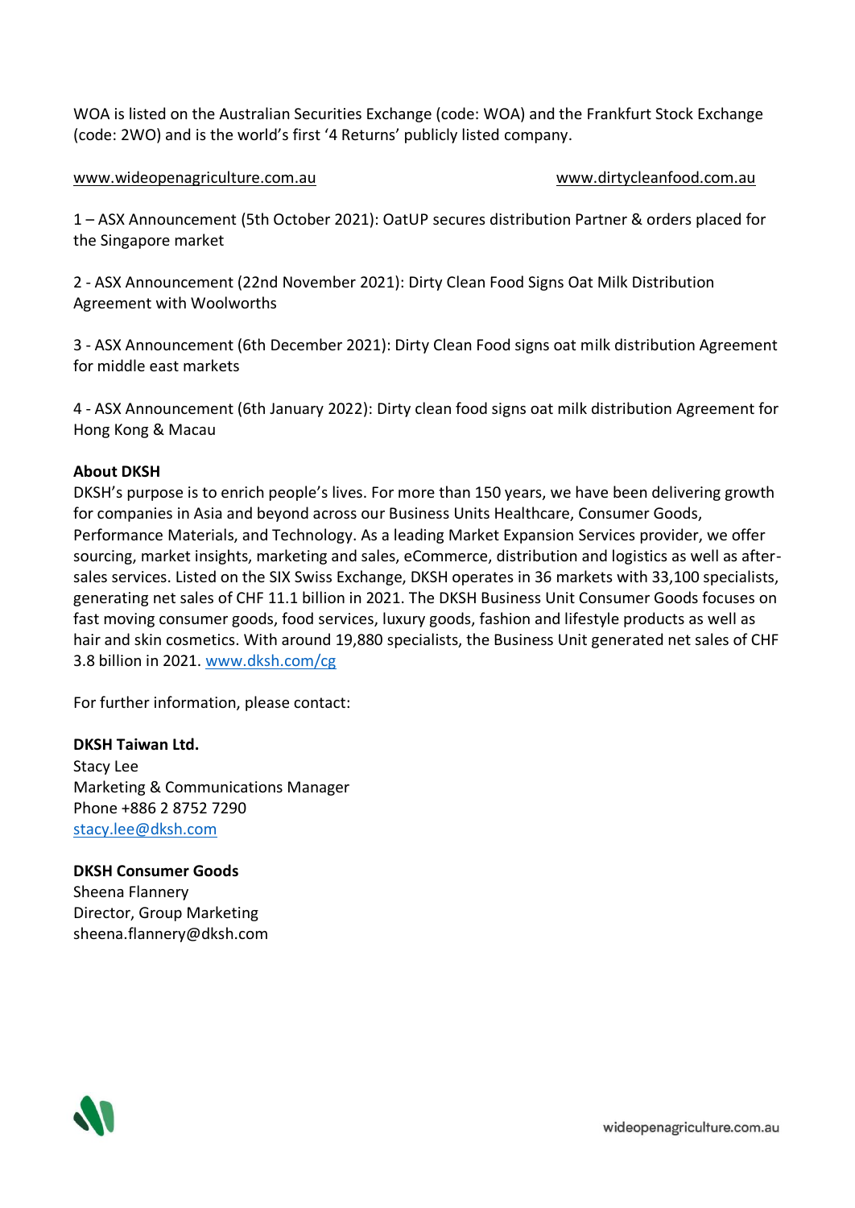WOA is listed on the Australian Securities Exchange (code: WOA) and the Frankfurt Stock Exchange (code: 2WO) and is the world's first '4 Returns' publicly listed company.

www.wideopenagriculture.com.au www.dirtycleanfood.com.au

1 – ASX Announcement (5th October 2021): OatUP secures distribution Partner & orders placed for the Singapore market

2 - ASX Announcement (22nd November 2021): Dirty Clean Food Signs Oat Milk Distribution Agreement with Woolworths

3 - ASX Announcement (6th December 2021): Dirty Clean Food signs oat milk distribution Agreement for middle east markets

4 - ASX Announcement (6th January 2022): Dirty clean food signs oat milk distribution Agreement for Hong Kong & Macau

**About DKSH**

DKSH's purpose is to enrich people's lives. For more than 150 years, we have been delivering growth for companies in Asia and beyond across our Business Units Healthcare, Consumer Goods, Performance Materials, and Technology. As a leading Market Expansion Services provider, we offer sourcing, market insights, marketing and sales, eCommerce, distribution and logistics as well as after-sales services. Listed on the SIX Swiss Exchange, DKSH operates in 36 markets with 33,100 specialists, generating net sales of CHF 11.1 billion in 2021. The DKSH Business Unit Consumer Goods focuses on fast moving consumer goods, food services, luxury goods, fashion and lifestyle products as well as hair and skin cosmetics. With around 19,880 specialists, the Business Unit generated net sales of CHF 3.8 billion in 2021. www.dksh.com/cg

For further information, please contact:

**DKSH Taiwan Ltd.**
Stacy Lee
Marketing & Communications Manager
Phone +886 2 8752 7290
stacy.lee@dksh.com

**DKSH Consumer Goods**
Sheena Flannery
Director, Group Marketing
sheena.flannery@dksh.com